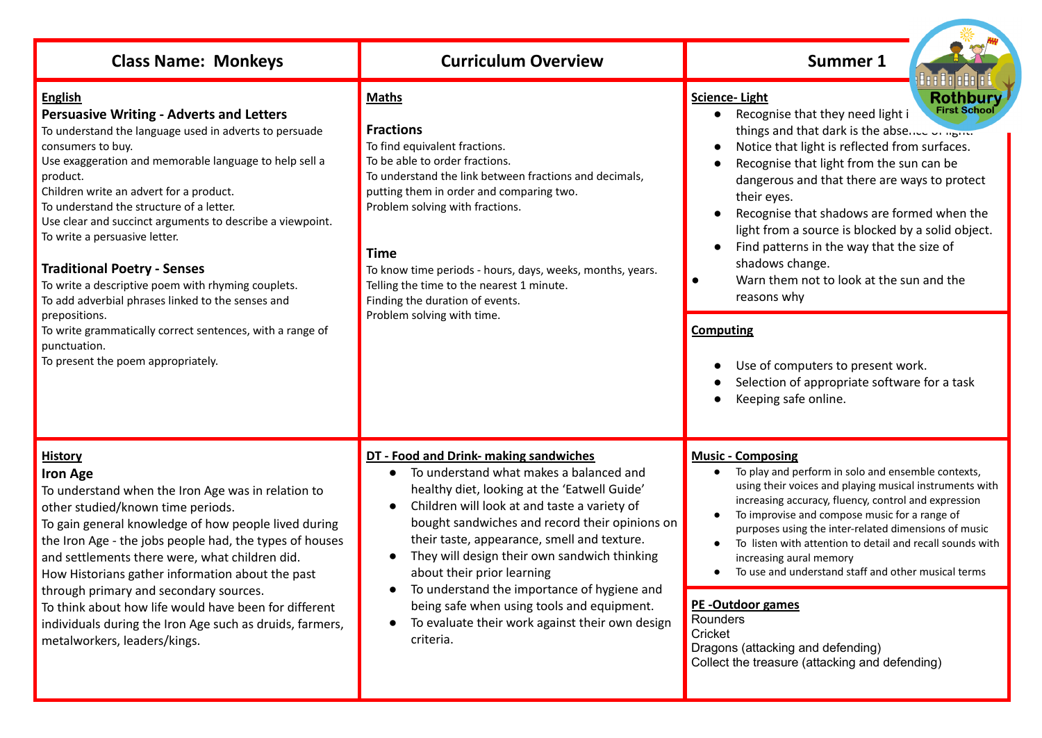| Class Name: Monkeys | Curriculum Overview | Summer 1 |
|---|---|---|

## English

### Persuasive Writing - Adverts and Letters

To understand the language used in adverts to persuade consumers to buy.
Use exaggeration and memorable language to help sell a product.
Children write an advert for a product.
To understand the structure of a letter.
Use clear and succinct arguments to describe a viewpoint.
To write a persuasive letter.

### Traditional Poetry - Senses

To write a descriptive poem with rhyming couplets.
To add adverbial phrases linked to the senses and prepositions.
To write grammatically correct sentences, with a range of punctuation.
To present the poem appropriately.

## Maths

### Fractions

To find equivalent fractions.
To be able to order fractions.
To understand the link between fractions and decimals, putting them in order and comparing two.
Problem solving with fractions.

### Time

To know time periods - hours, days, weeks, months, years.
Telling the time to the nearest 1 minute.
Finding the duration of events.
Problem solving with time.

## Science- Light

- Recognise that they need light i[n order to see] things and that dark is the abse[nce of light].
- Notice that light is reflected from surfaces.
- Recognise that light from the sun can be dangerous and that there are ways to protect their eyes.
- Recognise that shadows are formed when the light from a source is blocked by a solid object.
- Find patterns in the way that the size of shadows change.
- Warn them not to look at the sun and the reasons why

## Computing

- Use of computers to present work.
- Selection of appropriate software for a task
- Keeping safe online.

## History

### Iron Age

To understand when the Iron Age was in relation to other studied/known time periods.
To gain general knowledge of how people lived during the Iron Age - the jobs people had, the types of houses and settlements there were, what children did.
How Historians gather information about the past through primary and secondary sources.
To think about how life would have been for different individuals during the Iron Age such as druids, farmers, metalworkers, leaders/kings.

## DT - Food and Drink- making sandwiches

- To understand what makes a balanced and healthy diet, looking at the 'Eatwell Guide'
- Children will look at and taste a variety of bought sandwiches and record their opinions on their taste, appearance, smell and texture.
- They will design their own sandwich thinking about their prior learning
- To understand the importance of hygiene and being safe when using tools and equipment.
- To evaluate their work against their own design criteria.

## Music - Composing

- To play and perform in solo and ensemble contexts, using their voices and playing musical instruments with increasing accuracy, fluency, control and expression
- To improvise and compose music for a range of purposes using the inter-related dimensions of music
- To listen with attention to detail and recall sounds with increasing aural memory
- To use and understand staff and other musical terms

## PE -Outdoor games

Rounders
Cricket
Dragons (attacking and defending)
Collect the treasure (attacking and defending)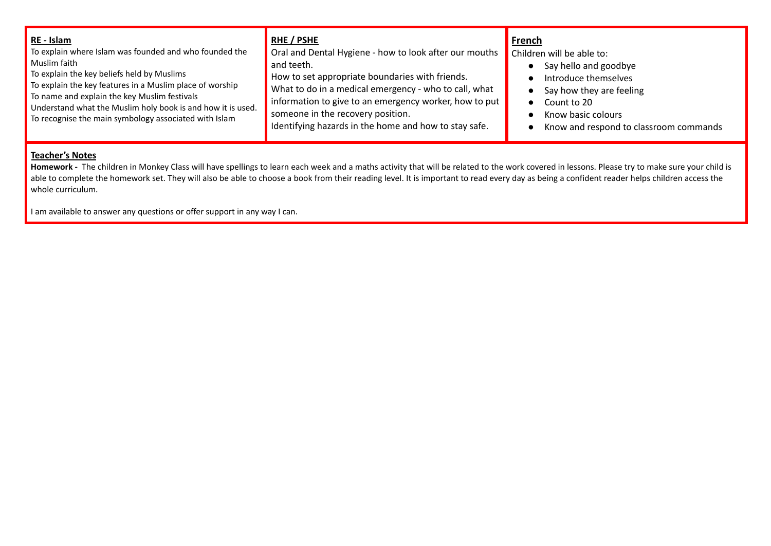**RE - Islam**

To explain where Islam was founded and who founded the Muslim faith
To explain the key beliefs held by Muslims
To explain the key features in a Muslim place of worship
To name and explain the key Muslim festivals
Understand what the Muslim holy book is and how it is used.
To recognise the main symbology associated with Islam

**RHE / PSHE**

Oral and Dental Hygiene - how to look after our mouths and teeth.
How to set appropriate boundaries with friends.
What to do in a medical emergency - who to call, what information to give to an emergency worker, how to put someone in the recovery position.
Identifying hazards in the home and how to stay safe.

**French**

Children will be able to:

- Say hello and goodbye
- Introduce themselves
- Say how they are feeling
- Count to 20
- Know basic colours
- Know and respond to classroom commands

**Teacher's Notes**

**Homework -** The children in Monkey Class will have spellings to learn each week and a maths activity that will be related to the work covered in lessons. Please try to make sure your child is able to complete the homework set. They will also be able to choose a book from their reading level. It is important to read every day as being a confident reader helps children access the whole curriculum.

I am available to answer any questions or offer support in any way I can.